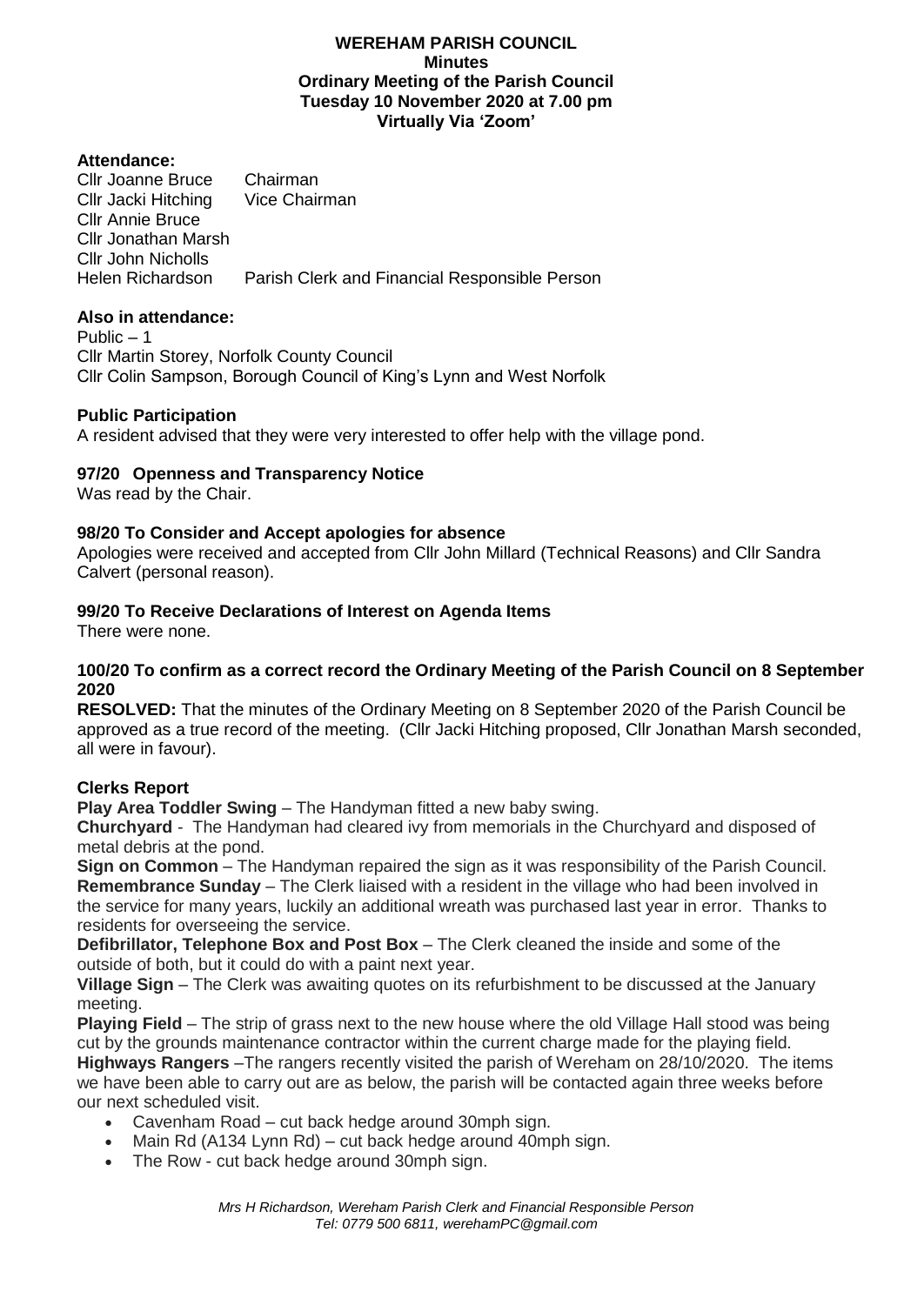# WEREHAM PARISH COUNCIL
## Minutes
## Ordinary Meeting of the Parish Council
## Tuesday 10 November 2020 at 7.00 pm
## Virtually Via 'Zoom'

**Attendance:**

Cllr Joanne Bruce Chairman
Cllr Jacki Hitching Vice Chairman
Cllr Annie Bruce
Cllr Jonathan Marsh
Cllr John Nicholls
Helen Richardson Parish Clerk and Financial Responsible Person

**Also in attendance:**

Public – 1
Cllr Martin Storey, Norfolk County Council
Cllr Colin Sampson, Borough Council of King's Lynn and West Norfolk

**Public Participation**

A resident advised that they were very interested to offer help with the village pond.

**97/20 Openness and Transparency Notice**

Was read by the Chair.

**98/20 To Consider and Accept apologies for absence**

Apologies were received and accepted from Cllr John Millard (Technical Reasons) and Cllr Sandra Calvert (personal reason).

**99/20 To Receive Declarations of Interest on Agenda Items**

There were none.

**100/20 To confirm as a correct record the Ordinary Meeting of the Parish Council on 8 September 2020**

**RESOLVED:** That the minutes of the Ordinary Meeting on 8 September 2020 of the Parish Council be approved as a true record of the meeting. (Cllr Jacki Hitching proposed, Cllr Jonathan Marsh seconded, all were in favour).

**Clerks Report**

**Play Area Toddler Swing** – The Handyman fitted a new baby swing.

**Churchyard** - The Handyman had cleared ivy from memorials in the Churchyard and disposed of metal debris at the pond.

**Sign on Common** – The Handyman repaired the sign as it was responsibility of the Parish Council.

**Remembrance Sunday** – The Clerk liaised with a resident in the village who had been involved in the service for many years, luckily an additional wreath was purchased last year in error. Thanks to residents for overseeing the service.

**Defibrillator, Telephone Box and Post Box** – The Clerk cleaned the inside and some of the outside of both, but it could do with a paint next year.

**Village Sign** – The Clerk was awaiting quotes on its refurbishment to be discussed at the January meeting.

**Playing Field** – The strip of grass next to the new house where the old Village Hall stood was being cut by the grounds maintenance contractor within the current charge made for the playing field.

**Highways Rangers** –The rangers recently visited the parish of Wereham on 28/10/2020. The items we have been able to carry out are as below, the parish will be contacted again three weeks before our next scheduled visit.

- Cavenham Road – cut back hedge around 30mph sign.
- Main Rd (A134 Lynn Rd) – cut back hedge around 40mph sign.
- The Row - cut back hedge around 30mph sign.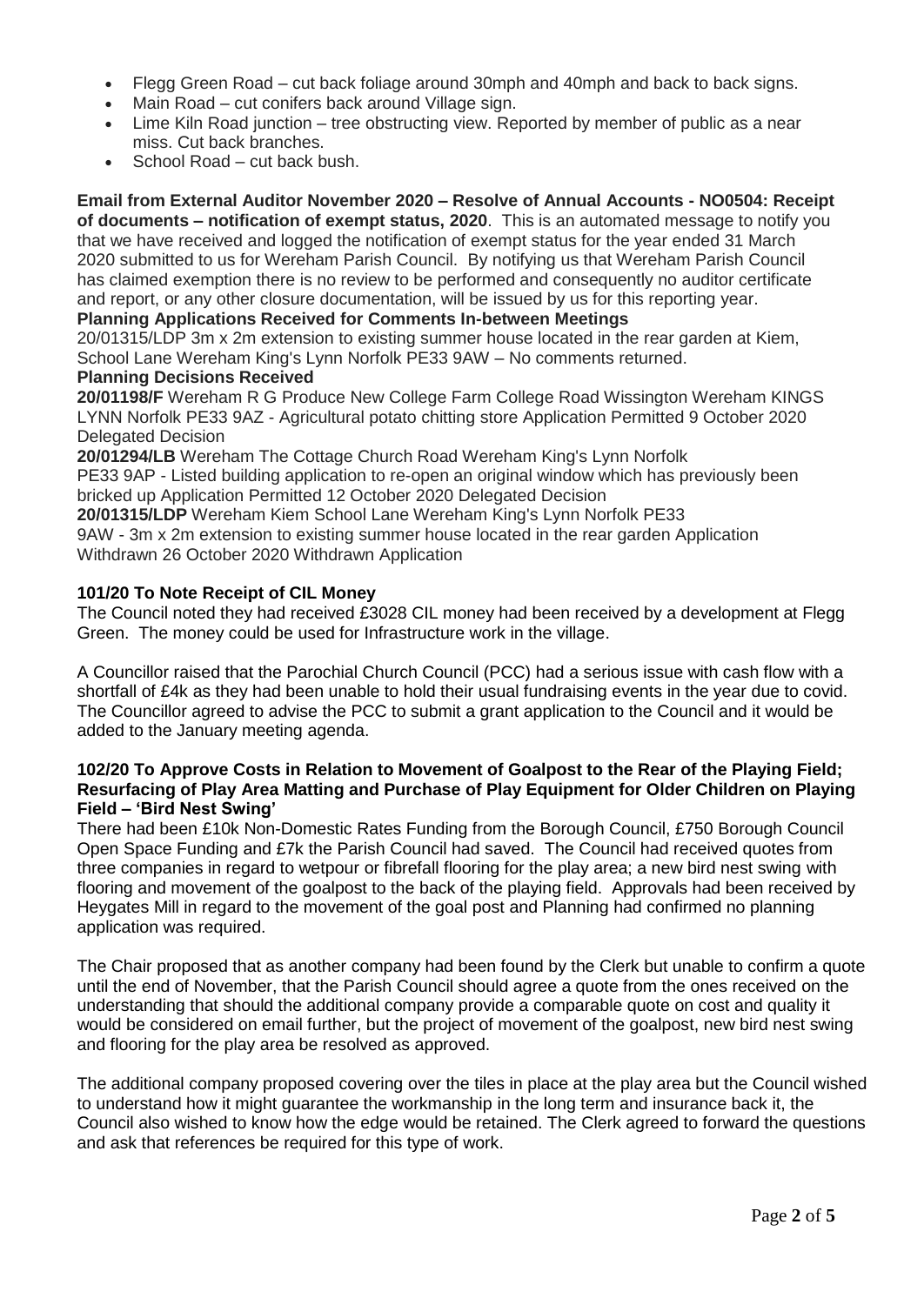- Flegg Green Road – cut back foliage around 30mph and 40mph and back to back signs.
- Main Road – cut conifers back around Village sign.
- Lime Kiln Road junction – tree obstructing view. Reported by member of public as a near miss. Cut back branches.
- School Road – cut back bush.

**Email from External Auditor November 2020 – Resolve of Annual Accounts - NO0504: Receipt of documents – notification of exempt status, 2020**. This is an automated message to notify you that we have received and logged the notification of exempt status for the year ended 31 March 2020 submitted to us for Wereham Parish Council. By notifying us that Wereham Parish Council has claimed exemption there is no review to be performed and consequently no auditor certificate and report, or any other closure documentation, will be issued by us for this reporting year.

**Planning Applications Received for Comments In-between Meetings**

20/01315/LDP 3m x 2m extension to existing summer house located in the rear garden at Kiem, School Lane Wereham King's Lynn Norfolk PE33 9AW – No comments returned.

**Planning Decisions Received**

**20/01198/F** Wereham R G Produce New College Farm College Road Wissington Wereham KINGS LYNN Norfolk PE33 9AZ - Agricultural potato chitting store Application Permitted 9 October 2020 Delegated Decision

**20/01294/LB** Wereham The Cottage Church Road Wereham King's Lynn Norfolk PE33 9AP - Listed building application to re-open an original window which has previously been bricked up Application Permitted 12 October 2020 Delegated Decision

**20/01315/LDP** Wereham Kiem School Lane Wereham King's Lynn Norfolk PE33 9AW - 3m x 2m extension to existing summer house located in the rear garden Application Withdrawn 26 October 2020 Withdrawn Application

**101/20 To Note Receipt of CIL Money**

The Council noted they had received £3028 CIL money had been received by a development at Flegg Green. The money could be used for Infrastructure work in the village.

A Councillor raised that the Parochial Church Council (PCC) had a serious issue with cash flow with a shortfall of £4k as they had been unable to hold their usual fundraising events in the year due to covid. The Councillor agreed to advise the PCC to submit a grant application to the Council and it would be added to the January meeting agenda.

**102/20 To Approve Costs in Relation to Movement of Goalpost to the Rear of the Playing Field; Resurfacing of Play Area Matting and Purchase of Play Equipment for Older Children on Playing Field – 'Bird Nest Swing'**

There had been £10k Non-Domestic Rates Funding from the Borough Council, £750 Borough Council Open Space Funding and £7k the Parish Council had saved. The Council had received quotes from three companies in regard to wetpour or fibrefall flooring for the play area; a new bird nest swing with flooring and movement of the goalpost to the back of the playing field. Approvals had been received by Heygates Mill in regard to the movement of the goal post and Planning had confirmed no planning application was required.

The Chair proposed that as another company had been found by the Clerk but unable to confirm a quote until the end of November, that the Parish Council should agree a quote from the ones received on the understanding that should the additional company provide a comparable quote on cost and quality it would be considered on email further, but the project of movement of the goalpost, new bird nest swing and flooring for the play area be resolved as approved.

The additional company proposed covering over the tiles in place at the play area but the Council wished to understand how it might guarantee the workmanship in the long term and insurance back it, the Council also wished to know how the edge would be retained. The Clerk agreed to forward the questions and ask that references be required for this type of work.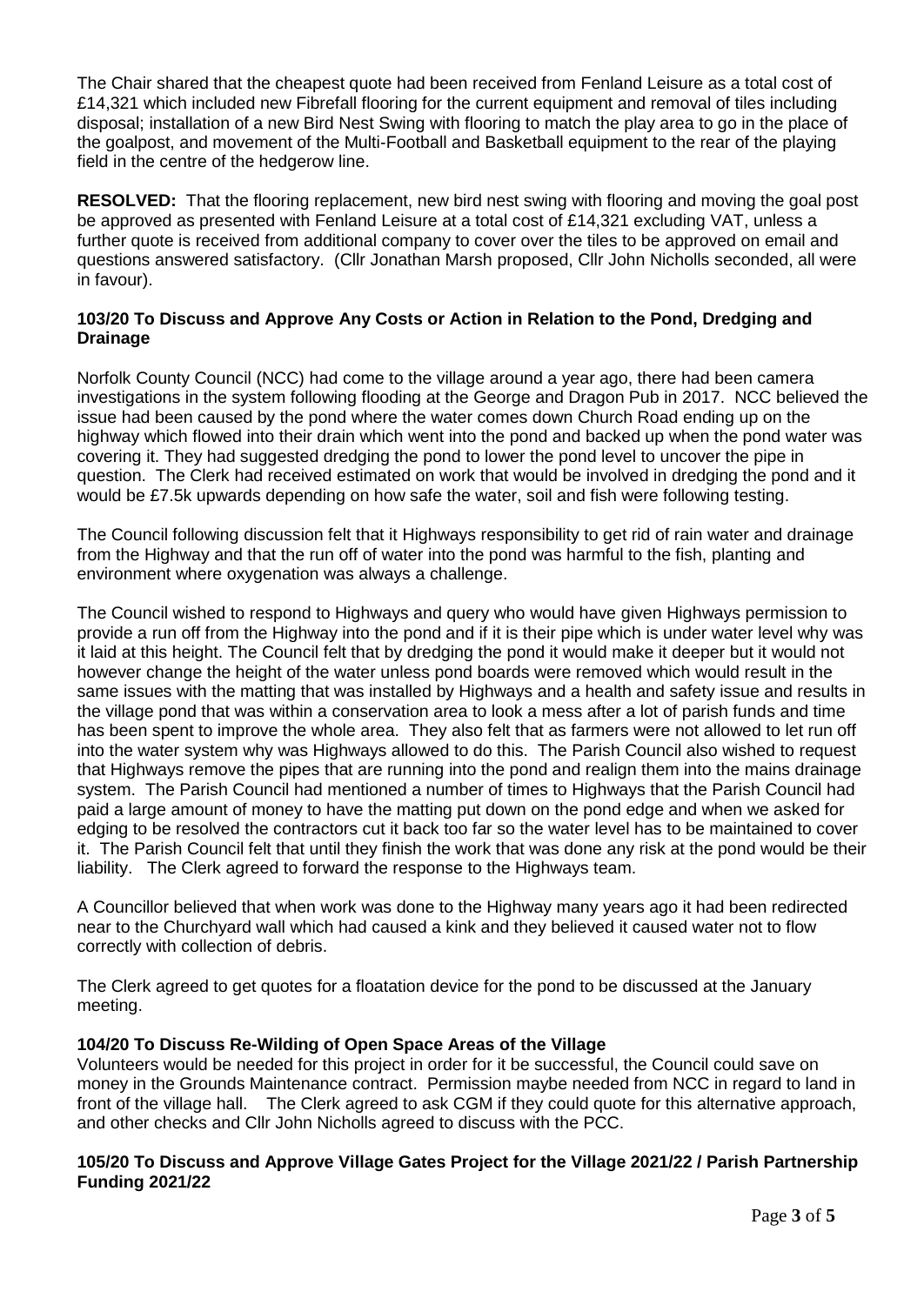The Chair shared that the cheapest quote had been received from Fenland Leisure as a total cost of £14,321 which included new Fibrefall flooring for the current equipment and removal of tiles including disposal; installation of a new Bird Nest Swing with flooring to match the play area to go in the place of the goalpost, and movement of the Multi-Football and Basketball equipment to the rear of the playing field in the centre of the hedgerow line.

**RESOLVED:** That the flooring replacement, new bird nest swing with flooring and moving the goal post be approved as presented with Fenland Leisure at a total cost of £14,321 excluding VAT, unless a further quote is received from additional company to cover over the tiles to be approved on email and questions answered satisfactory. (Cllr Jonathan Marsh proposed, Cllr John Nicholls seconded, all were in favour).

### 103/20 To Discuss and Approve Any Costs or Action in Relation to the Pond, Dredging and Drainage

Norfolk County Council (NCC) had come to the village around a year ago, there had been camera investigations in the system following flooding at the George and Dragon Pub in 2017. NCC believed the issue had been caused by the pond where the water comes down Church Road ending up on the highway which flowed into their drain which went into the pond and backed up when the pond water was covering it. They had suggested dredging the pond to lower the pond level to uncover the pipe in question. The Clerk had received estimated on work that would be involved in dredging the pond and it would be £7.5k upwards depending on how safe the water, soil and fish were following testing.

The Council following discussion felt that it Highways responsibility to get rid of rain water and drainage from the Highway and that the run off of water into the pond was harmful to the fish, planting and environment where oxygenation was always a challenge.

The Council wished to respond to Highways and query who would have given Highways permission to provide a run off from the Highway into the pond and if it is their pipe which is under water level why was it laid at this height. The Council felt that by dredging the pond it would make it deeper but it would not however change the height of the water unless pond boards were removed which would result in the same issues with the matting that was installed by Highways and a health and safety issue and results in the village pond that was within a conservation area to look a mess after a lot of parish funds and time has been spent to improve the whole area. They also felt that as farmers were not allowed to let run off into the water system why was Highways allowed to do this. The Parish Council also wished to request that Highways remove the pipes that are running into the pond and realign them into the mains drainage system. The Parish Council had mentioned a number of times to Highways that the Parish Council had paid a large amount of money to have the matting put down on the pond edge and when we asked for edging to be resolved the contractors cut it back too far so the water level has to be maintained to cover it. The Parish Council felt that until they finish the work that was done any risk at the pond would be their liability. The Clerk agreed to forward the response to the Highways team.

A Councillor believed that when work was done to the Highway many years ago it had been redirected near to the Churchyard wall which had caused a kink and they believed it caused water not to flow correctly with collection of debris.

The Clerk agreed to get quotes for a floatation device for the pond to be discussed at the January meeting.

### 104/20 To Discuss Re-Wilding of Open Space Areas of the Village

Volunteers would be needed for this project in order for it be successful, the Council could save on money in the Grounds Maintenance contract. Permission maybe needed from NCC in regard to land in front of the village hall. The Clerk agreed to ask CGM if they could quote for this alternative approach, and other checks and Cllr John Nicholls agreed to discuss with the PCC.

### 105/20 To Discuss and Approve Village Gates Project for the Village 2021/22 / Parish Partnership Funding 2021/22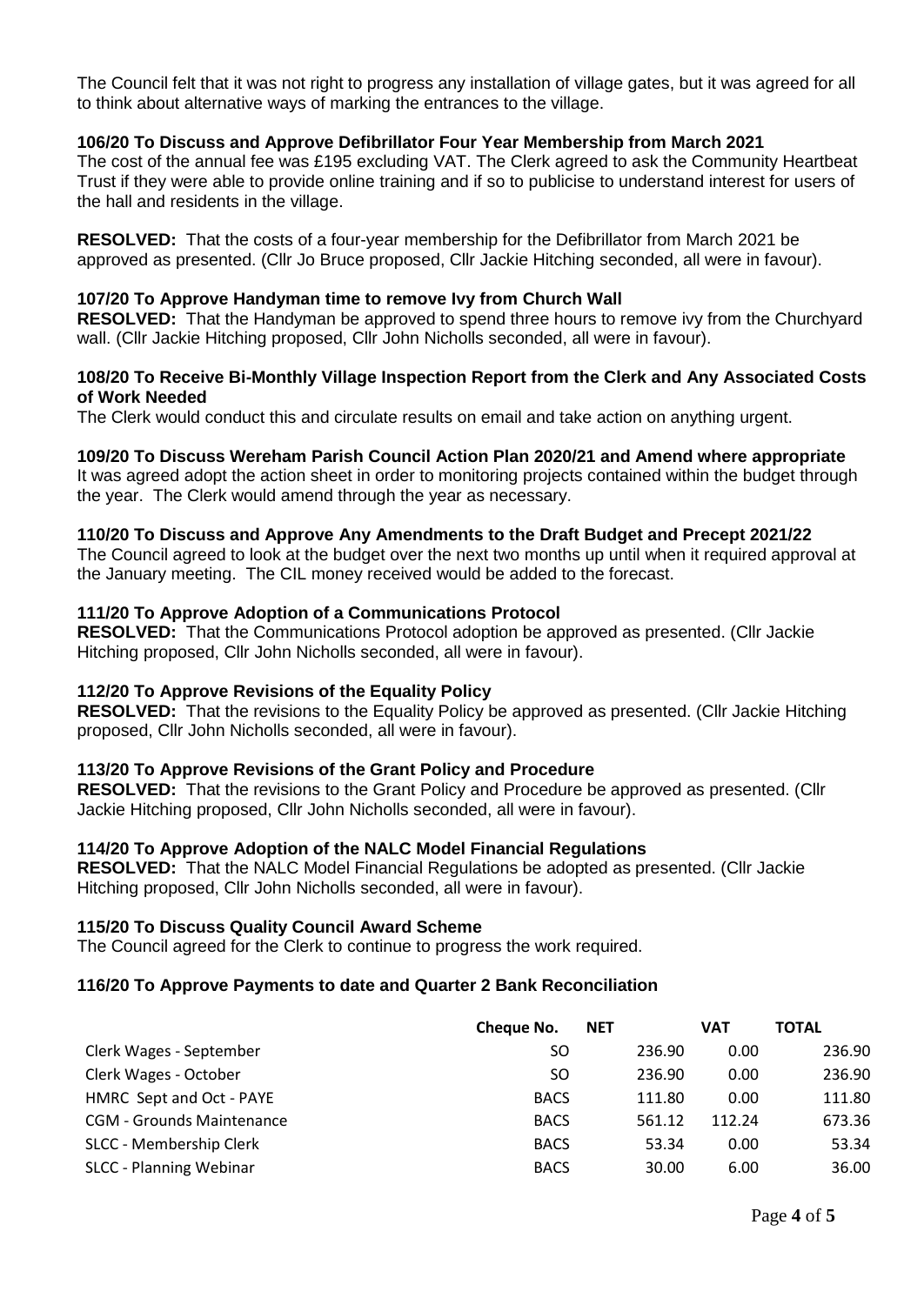The Council felt that it was not right to progress any installation of village gates, but it was agreed for all to think about alternative ways of marking the entrances to the village.

### 106/20 To Discuss and Approve Defibrillator Four Year Membership from March 2021

The cost of the annual fee was £195 excluding VAT. The Clerk agreed to ask the Community Heartbeat Trust if they were able to provide online training and if so to publicise to understand interest for users of the hall and residents in the village.

**RESOLVED:** That the costs of a four-year membership for the Defibrillator from March 2021 be approved as presented. (Cllr Jo Bruce proposed, Cllr Jackie Hitching seconded, all were in favour).

### 107/20 To Approve Handyman time to remove Ivy from Church Wall

**RESOLVED:** That the Handyman be approved to spend three hours to remove ivy from the Churchyard wall. (Cllr Jackie Hitching proposed, Cllr John Nicholls seconded, all were in favour).

### 108/20 To Receive Bi-Monthly Village Inspection Report from the Clerk and Any Associated Costs of Work Needed

The Clerk would conduct this and circulate results on email and take action on anything urgent.

### 109/20 To Discuss Wereham Parish Council Action Plan 2020/21 and Amend where appropriate

It was agreed adopt the action sheet in order to monitoring projects contained within the budget through the year. The Clerk would amend through the year as necessary.

### 110/20 To Discuss and Approve Any Amendments to the Draft Budget and Precept 2021/22

The Council agreed to look at the budget over the next two months up until when it required approval at the January meeting. The CIL money received would be added to the forecast.

### 111/20 To Approve Adoption of a Communications Protocol

**RESOLVED:** That the Communications Protocol adoption be approved as presented. (Cllr Jackie Hitching proposed, Cllr John Nicholls seconded, all were in favour).

### 112/20 To Approve Revisions of the Equality Policy

**RESOLVED:** That the revisions to the Equality Policy be approved as presented. (Cllr Jackie Hitching proposed, Cllr John Nicholls seconded, all were in favour).

### 113/20 To Approve Revisions of the Grant Policy and Procedure

**RESOLVED:** That the revisions to the Grant Policy and Procedure be approved as presented. (Cllr Jackie Hitching proposed, Cllr John Nicholls seconded, all were in favour).

### 114/20 To Approve Adoption of the NALC Model Financial Regulations

**RESOLVED:** That the NALC Model Financial Regulations be adopted as presented. (Cllr Jackie Hitching proposed, Cllr John Nicholls seconded, all were in favour).

### 115/20 To Discuss Quality Council Award Scheme

The Council agreed for the Clerk to continue to progress the work required.

### 116/20 To Approve Payments to date and Quarter 2 Bank Reconciliation

| | Cheque No. | NET | VAT | TOTAL |
|---|---|---|---|---|
| Clerk Wages - September | SO | 236.90 | 0.00 | 236.90 |
| Clerk Wages - October | SO | 236.90 | 0.00 | 236.90 |
| HMRC Sept and Oct - PAYE | BACS | 111.80 | 0.00 | 111.80 |
| CGM - Grounds Maintenance | BACS | 561.12 | 112.24 | 673.36 |
| SLCC - Membership Clerk | BACS | 53.34 | 0.00 | 53.34 |
| SLCC - Planning Webinar | BACS | 30.00 | 6.00 | 36.00 |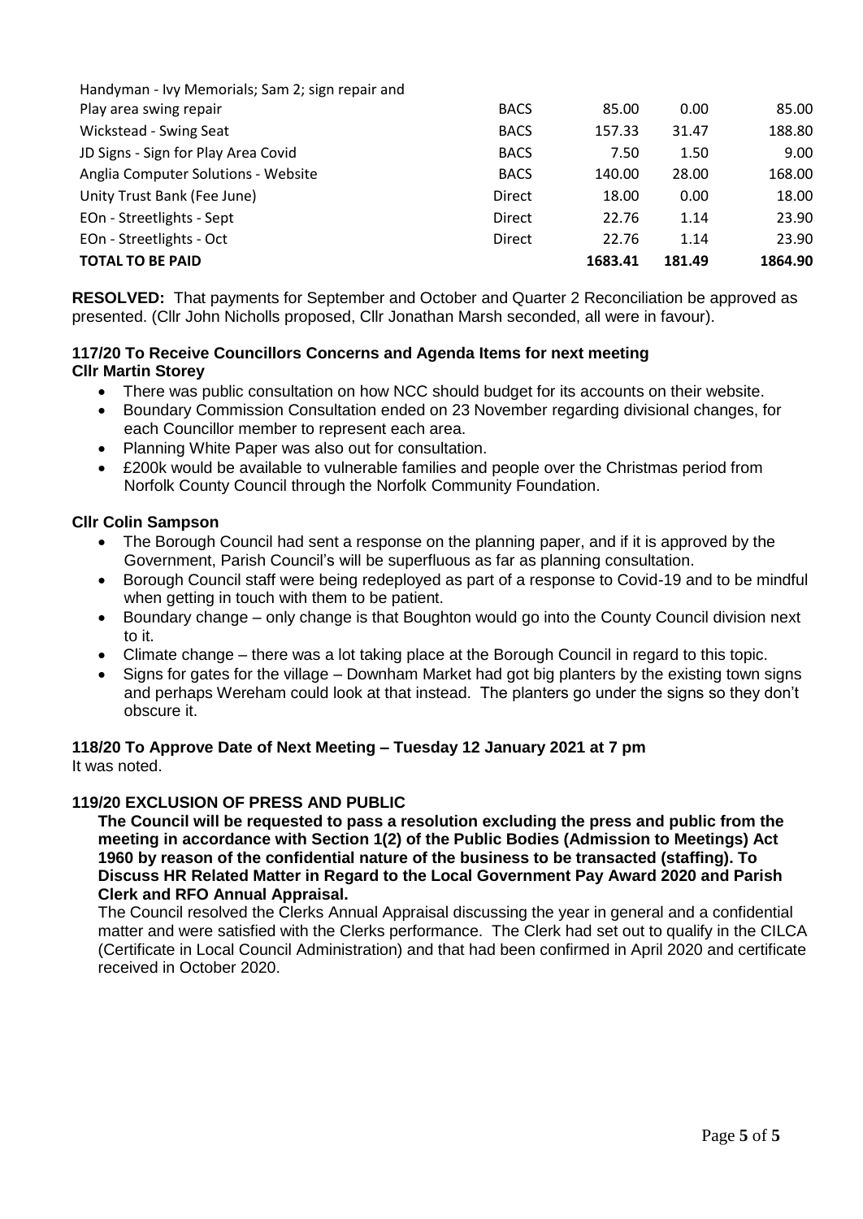| | | | | |
|---|---|---|---|---|
| Handyman - Ivy Memorials; Sam 2; sign repair and Play area swing repair | BACS | 85.00 | 0.00 | 85.00 |
| Wickstead - Swing Seat | BACS | 157.33 | 31.47 | 188.80 |
| JD Signs - Sign for Play Area Covid | BACS | 7.50 | 1.50 | 9.00 |
| Anglia Computer Solutions - Website | BACS | 140.00 | 28.00 | 168.00 |
| Unity Trust Bank (Fee June) | Direct | 18.00 | 0.00 | 18.00 |
| EOn - Streetlights - Sept | Direct | 22.76 | 1.14 | 23.90 |
| EOn - Streetlights - Oct | Direct | 22.76 | 1.14 | 23.90 |
| **TOTAL TO BE PAID** | | **1683.41** | **181.49** | **1864.90** |

**RESOLVED:** That payments for September and October and Quarter 2 Reconciliation be approved as presented. (Cllr John Nicholls proposed, Cllr Jonathan Marsh seconded, all were in favour).

**117/20 To Receive Councillors Concerns and Agenda Items for next meeting**

**Cllr Martin Storey**

- There was public consultation on how NCC should budget for its accounts on their website.
- Boundary Commission Consultation ended on 23 November regarding divisional changes, for each Councillor member to represent each area.
- Planning White Paper was also out for consultation.
- £200k would be available to vulnerable families and people over the Christmas period from Norfolk County Council through the Norfolk Community Foundation.

**Cllr Colin Sampson**

- The Borough Council had sent a response on the planning paper, and if it is approved by the Government, Parish Council's will be superfluous as far as planning consultation.
- Borough Council staff were being redeployed as part of a response to Covid-19 and to be mindful when getting in touch with them to be patient.
- Boundary change – only change is that Boughton would go into the County Council division next to it.
- Climate change – there was a lot taking place at the Borough Council in regard to this topic.
- Signs for gates for the village – Downham Market had got big planters by the existing town signs and perhaps Wereham could look at that instead. The planters go under the signs so they don't obscure it.

**118/20 To Approve Date of Next Meeting – Tuesday 12 January 2021 at 7 pm**

It was noted.

**119/20 EXCLUSION OF PRESS AND PUBLIC**

**The Council will be requested to pass a resolution excluding the press and public from the meeting in accordance with Section 1(2) of the Public Bodies (Admission to Meetings) Act 1960 by reason of the confidential nature of the business to be transacted (staffing). To Discuss HR Related Matter in Regard to the Local Government Pay Award 2020 and Parish Clerk and RFO Annual Appraisal.**

The Council resolved the Clerks Annual Appraisal discussing the year in general and a confidential matter and were satisfied with the Clerks performance. The Clerk had set out to qualify in the CILCA (Certificate in Local Council Administration) and that had been confirmed in April 2020 and certificate received in October 2020.